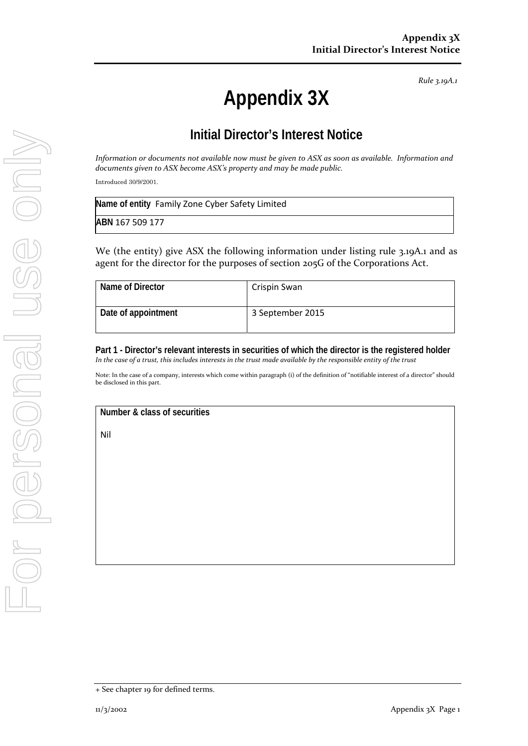*Rule 3.19A.1*

# Appendix 3X

## Initial Director's Interest Notice

*Information or documents not available now must be given to ASX as soon as available. Information and documents given to ASX become ASX's property and may be made public.*

Introduced 30/9/2001.

| **Name of entity** Family Zone Cyber Safety Limited |
|---|
| **ABN** 167 509 177 |

We (the entity) give ASX the following information under listing rule 3.19A.1 and as agent for the director for the purposes of section 205G of the Corporations Act.

| Name of Director | Crispin Swan |
|---|---|
| Date of appointment | 3 September 2015 |

### Part 1 - Director's relevant interests in securities of which the director is the registered holder

*In the case of a trust, this includes interests in the trust made available by the responsible entity of the trust*

Note: In the case of a company, interests which come within paragraph (i) of the definition of "notifiable interest of a director" should be disclosed in this part.

| Number & class of securities |
|---|
| Nil |

+ See chapter 19 for defined terms.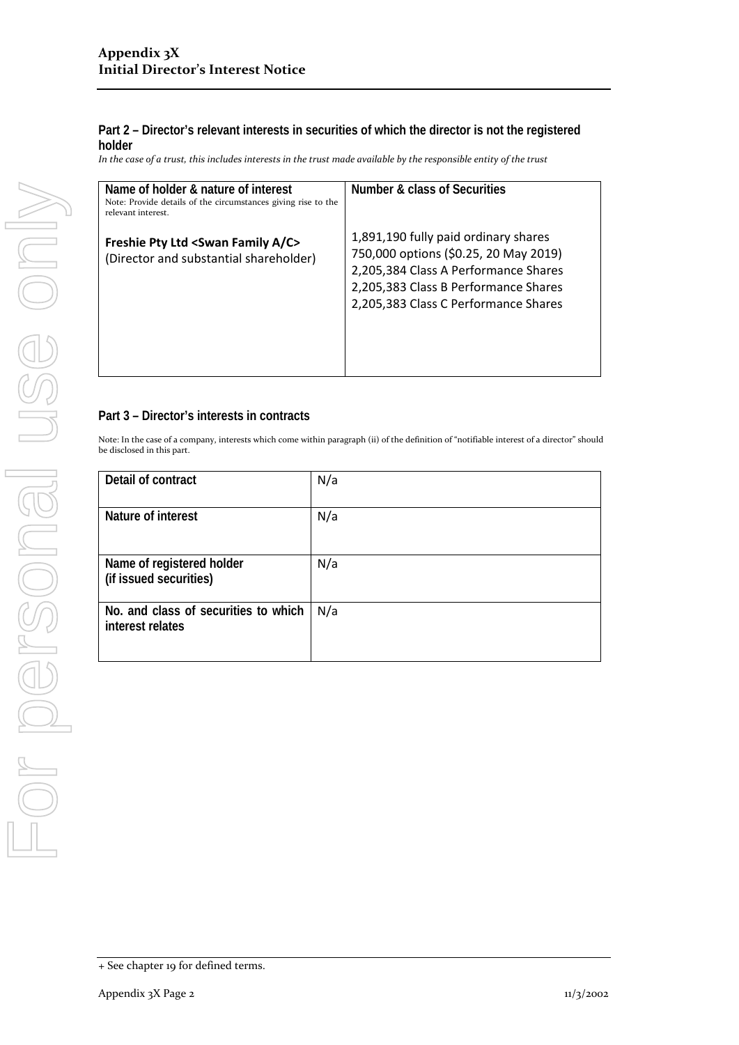## Part 2 – Director's relevant interests in securities of which the director is not the registered holder

*In the case of a trust, this includes interests in the trust made available by the responsible entity of the trust*

| Name of holder & nature of interest<br>Note: Provide details of the circumstances giving rise to the relevant interest. | Number & class of Securities |
|---|---|
| **Freshie Pty Ltd <Swan Family A/C>**<br>(Director and substantial shareholder) | 1,891,190 fully paid ordinary shares<br>750,000 options ($0.25, 20 May 2019)<br>2,205,384 Class A Performance Shares<br>2,205,383 Class B Performance Shares<br>2,205,383 Class C Performance Shares |

## Part 3 – Director's interests in contracts

Note: In the case of a company, interests which come within paragraph (ii) of the definition of "notifiable interest of a director" should be disclosed in this part.

| | |
|---|---|
| Detail of contract | N/a |
| Nature of interest | N/a |
| Name of registered holder (if issued securities) | N/a |
| No. and class of securities to which interest relates | N/a |

+ See chapter 19 for defined terms.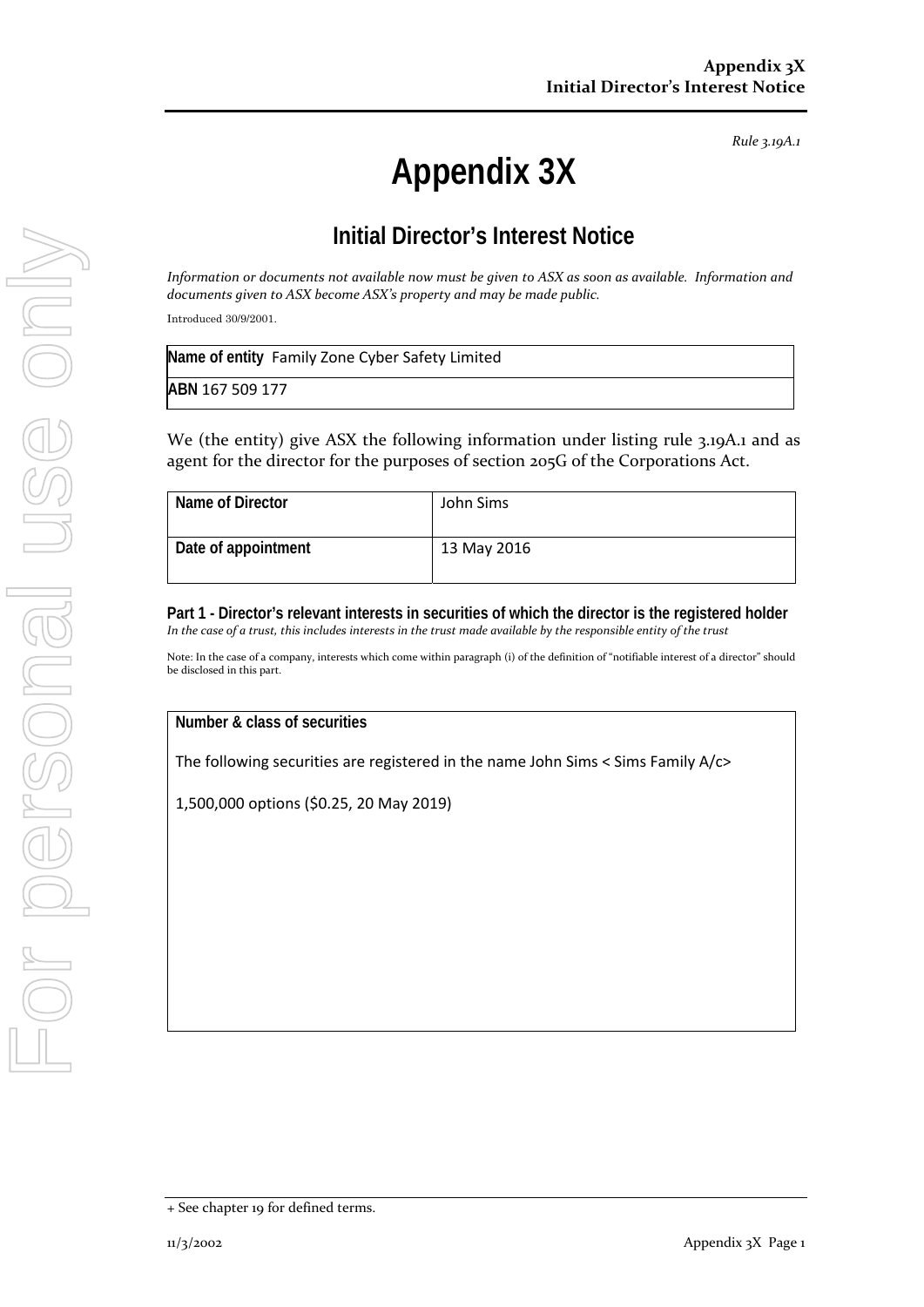*Rule 3.19A.1*

# Appendix 3X

## Initial Director's Interest Notice

*Information or documents not available now must be given to ASX as soon as available. Information and documents given to ASX become ASX's property and may be made public.*

Introduced 30/9/2001.

| **Name of entity** Family Zone Cyber Safety Limited |
|---|
| **ABN** 167 509 177 |

We (the entity) give ASX the following information under listing rule 3.19A.1 and as agent for the director for the purposes of section 205G of the Corporations Act.

| **Name of Director** | John Sims |
|---|---|
| **Date of appointment** | 13 May 2016 |

**Part 1 - Director's relevant interests in securities of which the director is the registered holder**

*In the case of a trust, this includes interests in the trust made available by the responsible entity of the trust*

Note: In the case of a company, interests which come within paragraph (i) of the definition of "notifiable interest of a director" should be disclosed in this part.

| **Number & class of securities** |
|---|
| The following securities are registered in the name John Sims < Sims Family A/c><br><br>1,500,000 options ($0.25, 20 May 2019) |

+ See chapter 19 for defined terms.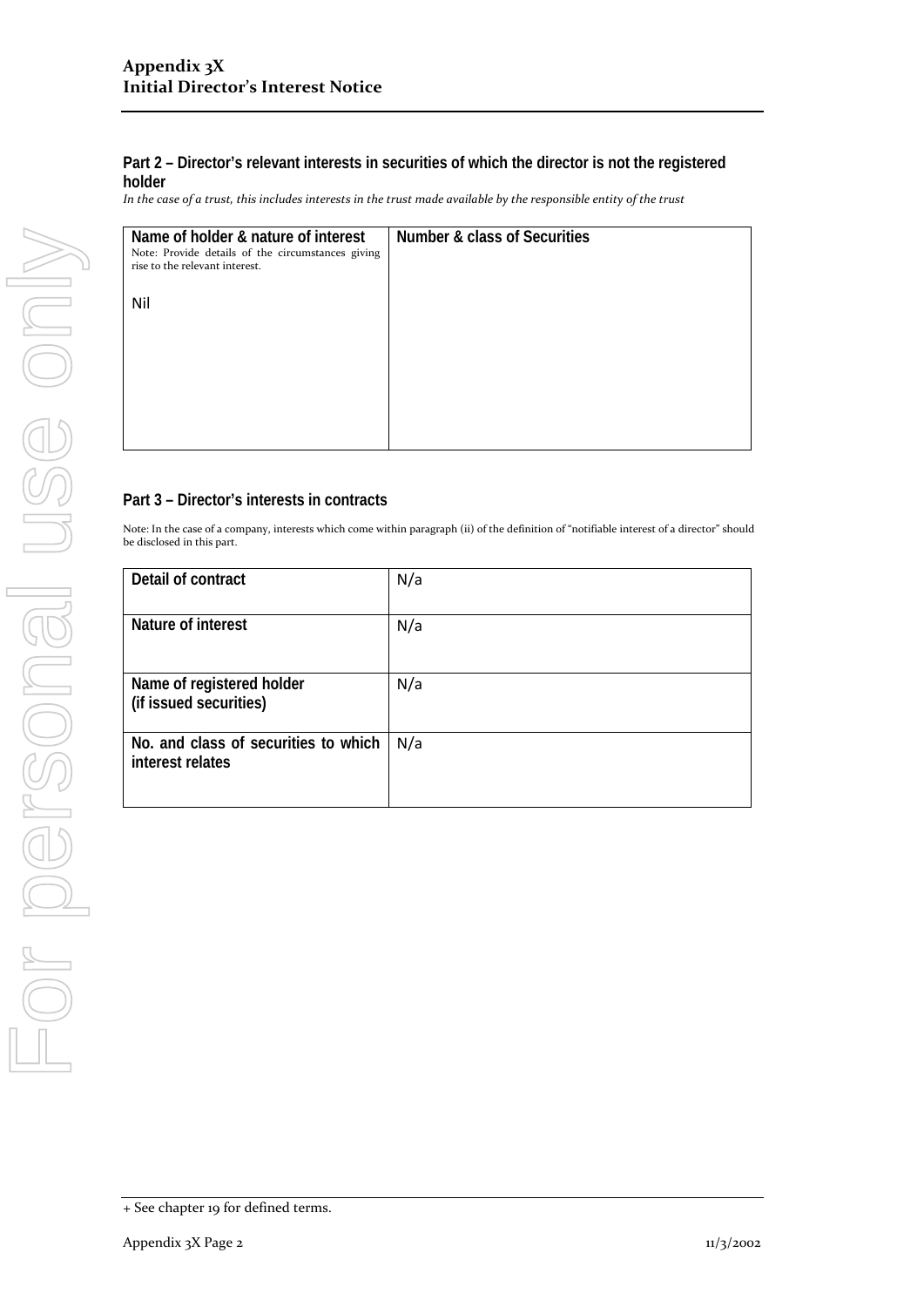## Part 2 – Director's relevant interests in securities of which the director is not the registered holder

*In the case of a trust, this includes interests in the trust made available by the responsible entity of the trust*

| Name of holder & nature of interest<br>Note: Provide details of the circumstances giving rise to the relevant interest. | Number & class of Securities |
|---|---|
| Nil | |

## Part 3 – Director's interests in contracts

Note: In the case of a company, interests which come within paragraph (ii) of the definition of "notifiable interest of a director" should be disclosed in this part.

| | |
|---|---|
| Detail of contract | N/a |
| Nature of interest | N/a |
| Name of registered holder (if issued securities) | N/a |
| No. and class of securities to which interest relates | N/a |

+ See chapter 19 for defined terms.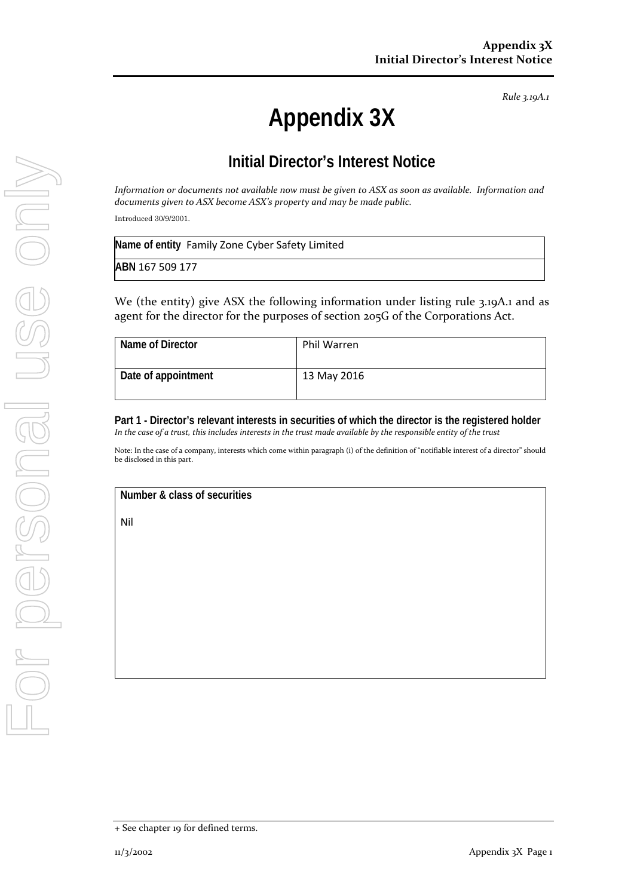*Rule 3.19A.1*

# Appendix 3X

## Initial Director's Interest Notice

*Information or documents not available now must be given to ASX as soon as available. Information and documents given to ASX become ASX's property and may be made public.*

Introduced 30/9/2001.

| **Name of entity** Family Zone Cyber Safety Limited |
|---|
| **ABN** 167 509 177 |

We (the entity) give ASX the following information under listing rule 3.19A.1 and as agent for the director for the purposes of section 205G of the Corporations Act.

| | |
|---|---|
| **Name of Director** | Phil Warren |
| **Date of appointment** | 13 May 2016 |

### Part 1 - Director's relevant interests in securities of which the director is the registered holder

*In the case of a trust, this includes interests in the trust made available by the responsible entity of the trust*

Note: In the case of a company, interests which come within paragraph (i) of the definition of "notifiable interest of a director" should be disclosed in this part.

| **Number & class of securities** |
|---|
| Nil |

+ See chapter 19 for defined terms.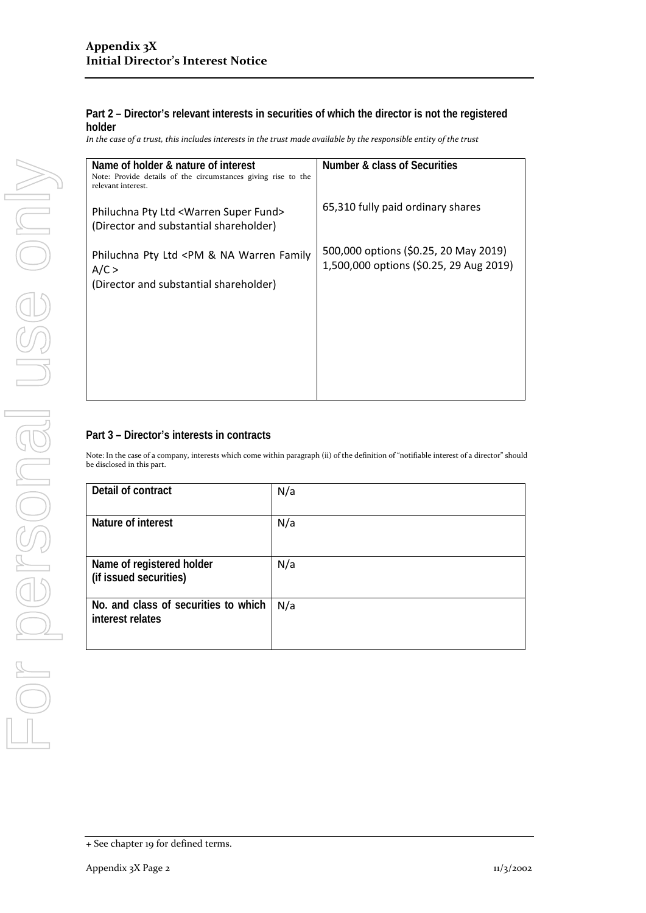## Appendix 3X
## Initial Director's Interest Notice

### Part 2 – Director's relevant interests in securities of which the director is not the registered holder

*In the case of a trust, this includes interests in the trust made available by the responsible entity of the trust*

| Name of holder & nature of interest<br>Note: Provide details of the circumstances giving rise to the relevant interest. | Number & class of Securities |
|---|---|
| Philuchna Pty Ltd <Warren Super Fund><br>(Director and substantial shareholder) | 65,310 fully paid ordinary shares |
| Philuchna Pty Ltd <PM & NA Warren Family A/C ><br>(Director and substantial shareholder) | 500,000 options ($0.25, 20 May 2019)<br>1,500,000 options ($0.25, 29 Aug 2019) |

### Part 3 – Director's interests in contracts

Note: In the case of a company, interests which come within paragraph (ii) of the definition of "notifiable interest of a director" should be disclosed in this part.

| | |
|---|---|
| Detail of contract | N/a |
| Nature of interest | N/a |
| Name of registered holder<br>(if issued securities) | N/a |
| No. and class of securities to which interest relates | N/a |

+ See chapter 19 for defined terms.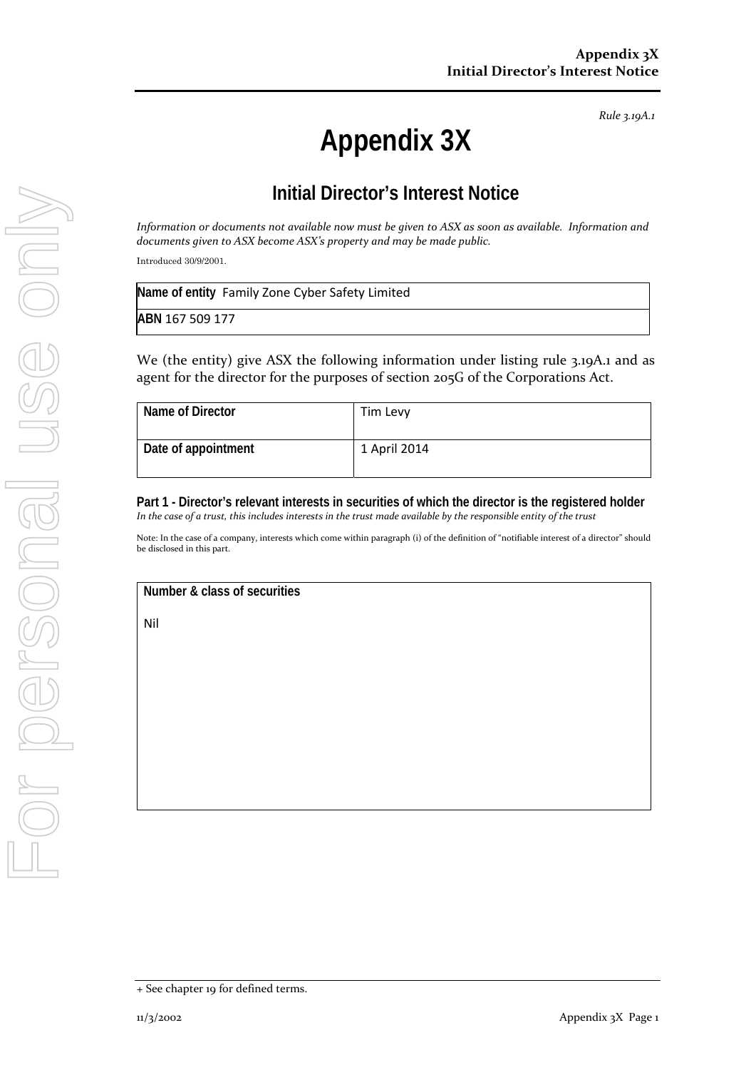*Rule 3.19A.1*

# Appendix 3X

## Initial Director's Interest Notice

*Information or documents not available now must be given to ASX as soon as available. Information and documents given to ASX become ASX's property and may be made public.*

Introduced 30/9/2001.

| **Name of entity** Family Zone Cyber Safety Limited |
|---|
| **ABN** 167 509 177 |

We (the entity) give ASX the following information under listing rule 3.19A.1 and as agent for the director for the purposes of section 205G of the Corporations Act.

| **Name of Director** | Tim Levy |
|---|---|
| **Date of appointment** | 1 April 2014 |

**Part 1 - Director's relevant interests in securities of which the director is the registered holder**
*In the case of a trust, this includes interests in the trust made available by the responsible entity of the trust*

Note: In the case of a company, interests which come within paragraph (i) of the definition of "notifiable interest of a director" should be disclosed in this part.

| **Number & class of securities** |
|---|
| Nil |

+ See chapter 19 for defined terms.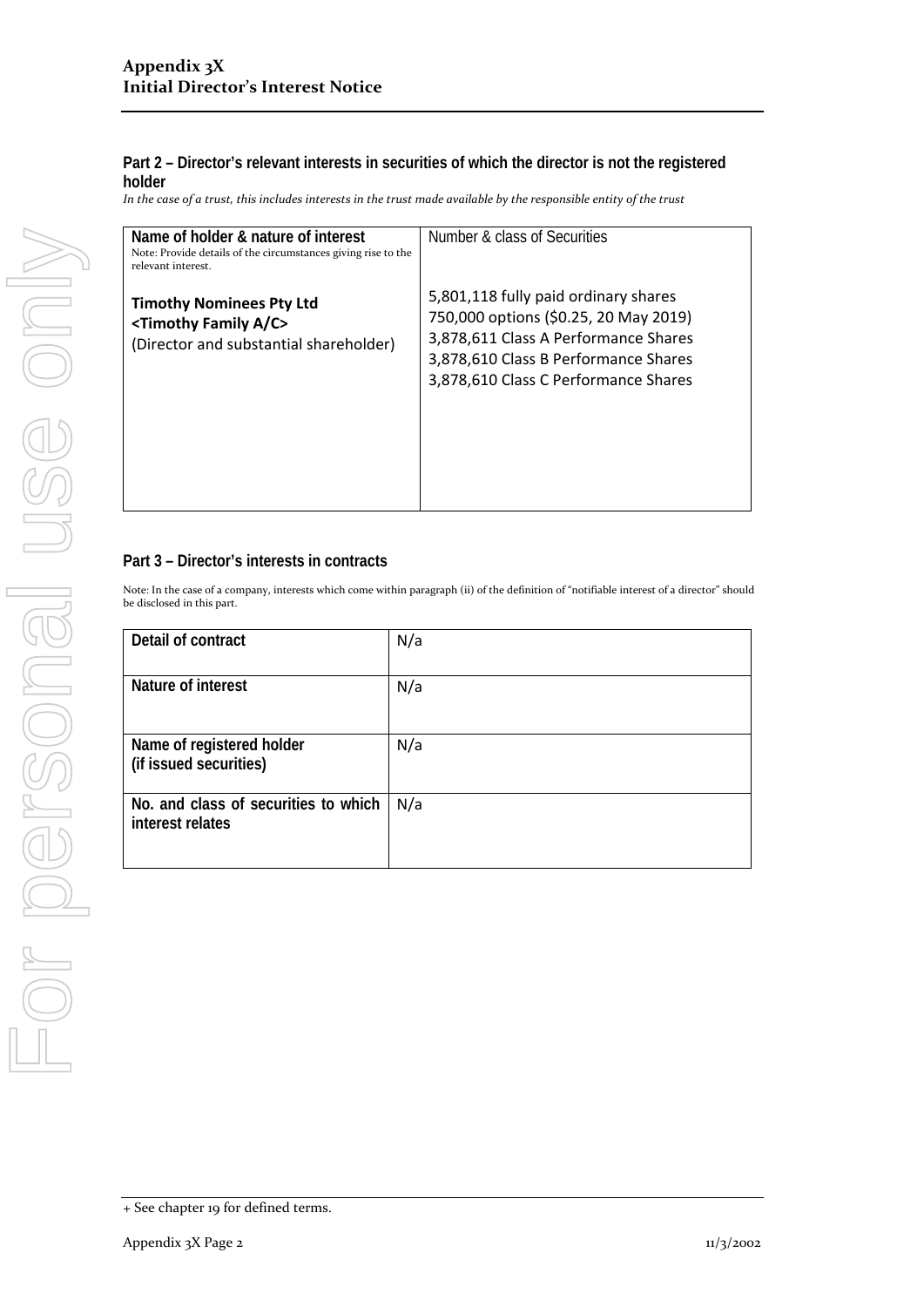## Part 2 – Director's relevant interests in securities of which the director is not the registered holder

*In the case of a trust, this includes interests in the trust made available by the responsible entity of the trust*

| Name of holder & nature of interest<br>Note: Provide details of the circumstances giving rise to the relevant interest. | Number & class of Securities |
|---|---|
| **Timothy Nominees Pty Ltd**<br>**<Timothy Family A/C>**<br>(Director and substantial shareholder) | 5,801,118 fully paid ordinary shares<br>750,000 options ($0.25, 20 May 2019)<br>3,878,611 Class A Performance Shares<br>3,878,610 Class B Performance Shares<br>3,878,610 Class C Performance Shares |

## Part 3 – Director's interests in contracts

Note: In the case of a company, interests which come within paragraph (ii) of the definition of "notifiable interest of a director" should be disclosed in this part.

| | |
|---|---|
| Detail of contract | N/a |
| Nature of interest | N/a |
| Name of registered holder (if issued securities) | N/a |
| No. and class of securities to which interest relates | N/a |

+ See chapter 19 for defined terms.